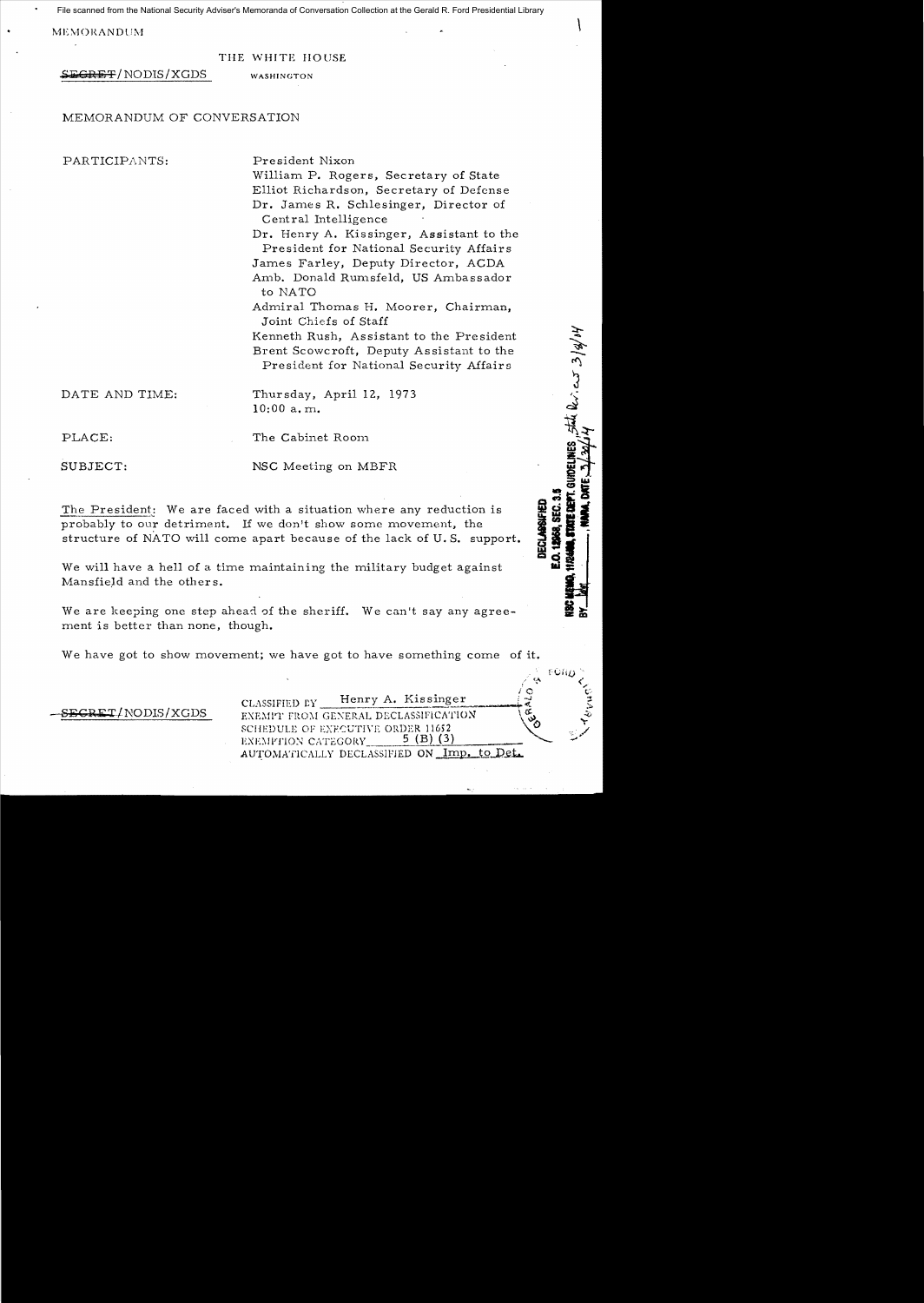File scanned from the National Security Adviser's Memoranda of Conversation Collection at the Gerald R. Ford Presidential Library

MEMORANDUM

THE WHITE HOUSE

~~SECRET~~/NODIS/XGDS WASHINGTON

MEMORANDUM OF CONVERSATION

PARTICIPANTS:
President Nixon
William P. Rogers, Secretary of State
Elliot Richardson, Secretary of Defense
Dr. James R. Schlesinger, Director of Central Intelligence
Dr. Henry A. Kissinger, Assistant to the President for National Security Affairs
James Farley, Deputy Director, ACDA
Amb. Donald Rumsfeld, US Ambassador to NATO
Admiral Thomas H. Moorer, Chairman, Joint Chiefs of Staff
Kenneth Rush, Assistant to the President
Brent Scowcroft, Deputy Assistant to the President for National Security Affairs

DATE AND TIME: Thursday, April 12, 1973
10:00 a.m.

PLACE: The Cabinet Room

SUBJECT: NSC Meeting on MBFR

The President: We are faced with a situation where any reduction is probably to our detriment. If we don't show some movement, the structure of NATO will come apart because of the lack of U.S. support.

We will have a hell of a time maintaining the military budget against Mansfield and the others.

We are keeping one step ahead of the sheriff. We can't say any agreement is better than none, though.

We have got to show movement; we have got to have something come of it.

DECLASSIFIED
E.O. 12958, SEC. 3.5
NSC MEMO, 11/24/98, STATE DEPT. GUIDELINES, State Rev. 3/4/04
BY ___, NARA, DATE 3/30/04

~~SECRET~~/NODIS/XGDS

CLASSIFIED BY Henry A. Kissinger
EXEMPT FROM GENERAL DECLASSIFICATION
SCHEDULE OF EXECUTIVE ORDER 11652
EXEMPTION CATEGORY 5 (B) (3)
AUTOMATICALLY DECLASSIFIED ON Imp. to Det.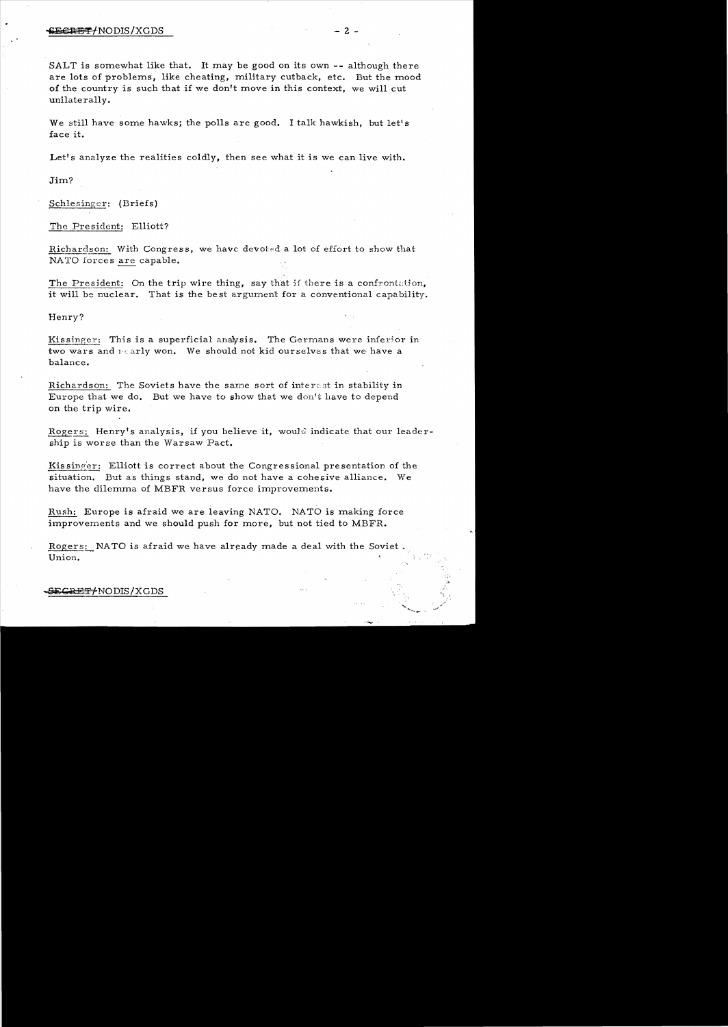SALT is somewhat like that. It may be good on its own -- although there are lots of problems, like cheating, military cutback, etc. But the mood of the country is such that if we don't move in this context, we will cut unilaterally.

We still have some hawks; the polls are good. I talk hawkish, but let's face it.

Let's analyze the realities coldly, then see what it is we can live with.

Jim?

Schlesinger: (Briefs)

The President: Elliott?

Richardson: With Congress, we have devoted a lot of effort to show that NATO forces are capable.

The President: On the trip wire thing, say that if there is a confrontation, it will be nuclear. That is the best argument for a conventional capability.

Henry?

Kissinger: This is a superficial analysis. The Germans were inferior in two wars and nearly won. We should not kid ourselves that we have a balance.

Richardson: The Soviets have the same sort of interest in stability in Europe that we do. But we have to show that we don't have to depend on the trip wire.

Rogers: Henry's analysis, if you believe it, would indicate that our leadership is worse than the Warsaw Pact.

Kissinger: Elliott is correct about the Congressional presentation of the situation. But as things stand, we do not have a cohesive alliance. We have the dilemma of MBFR versus force improvements.

Rush: Europe is afraid we are leaving NATO. NATO is making force improvements and we should push for more, but not tied to MBFR.

Rogers: NATO is afraid we have already made a deal with the Soviet Union.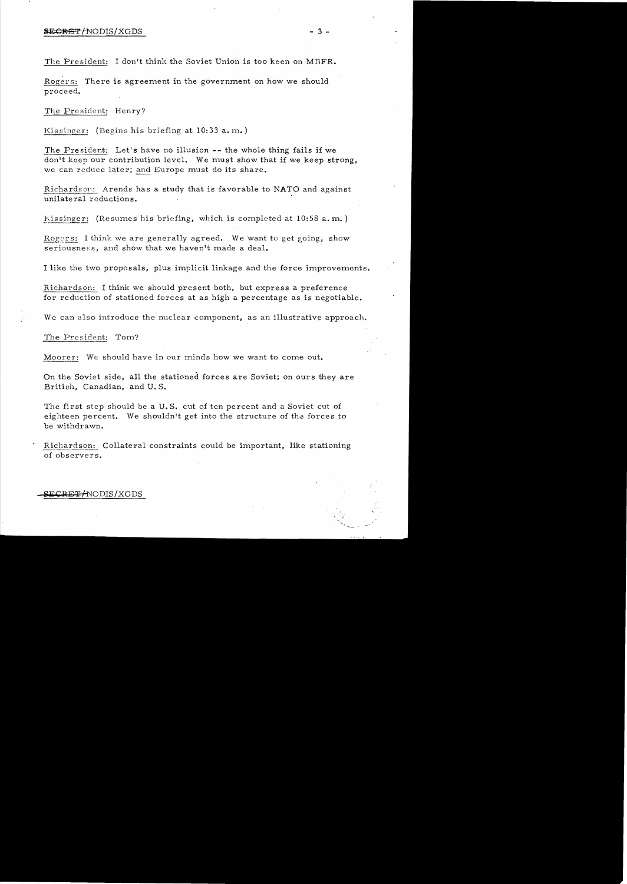The President: I don't think the Soviet Union is too keen on MBFR.

Rogers: There is agreement in the government on how we should proceed.

The President: Henry?

Kissinger: (Begins his briefing at 10:33 a.m.)

The President: Let's have no illusion -- the whole thing fails if we don't keep our contribution level. We must show that if we keep strong, we can reduce later; and Europe must do its share.

Richardson: Arends has a study that is favorable to NATO and against unilateral reductions.

Kissinger: (Resumes his briefing, which is completed at 10:58 a.m.)

Rogers: I think we are generally agreed. We want to get going, show seriousness, and show that we haven't made a deal.

I like the two proposals, plus implicit linkage and the force improvements.

Richardson: I think we should present both, but express a preference for reduction of stationed forces at as high a percentage as is negotiable.

We can also introduce the nuclear component, as an illustrative approach.

The President: Tom?

Moorer: We should have in our minds how we want to come out.

On the Soviet side, all the stationed forces are Soviet; on ours they are British, Canadian, and U.S.

The first step should be a U.S. cut of ten percent and a Soviet cut of eighteen percent. We shouldn't get into the structure of the forces to be withdrawn.

Richardson: Collateral constraints could be important, like stationing of observers.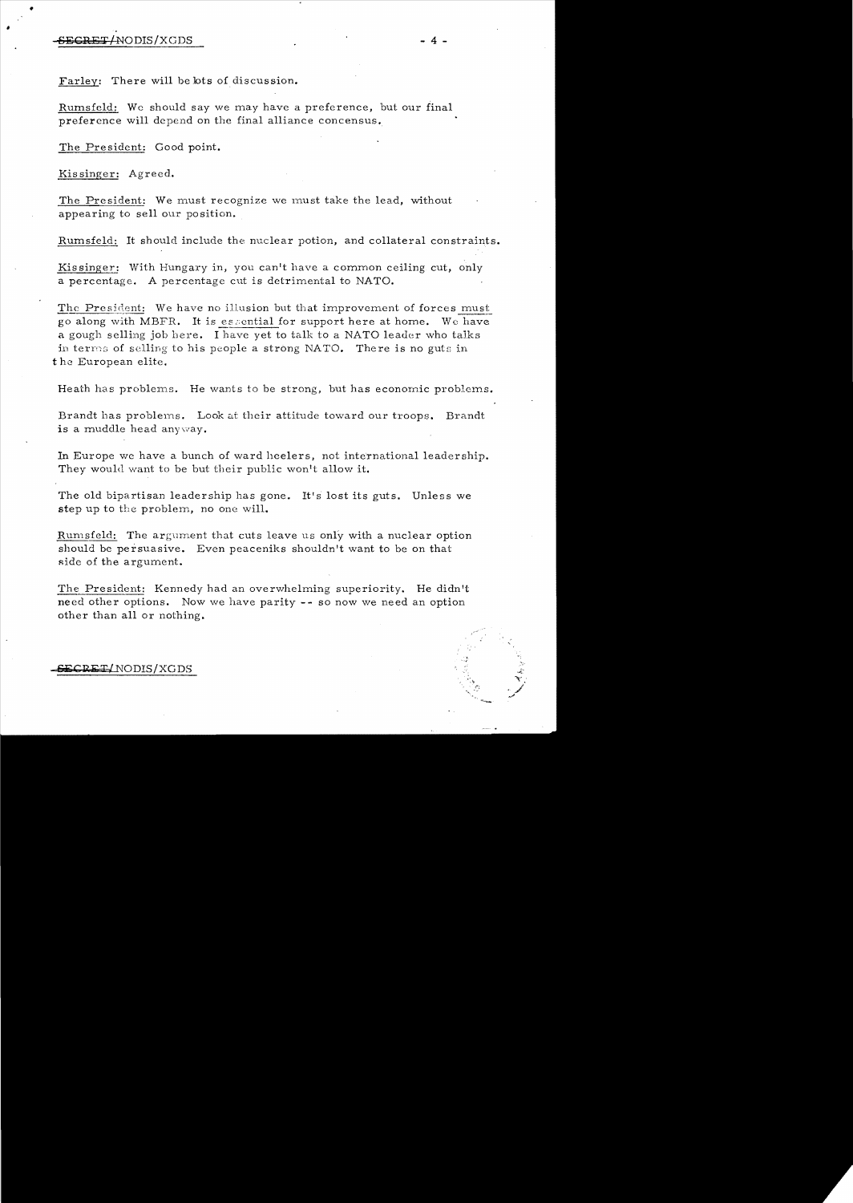Farley: There will be lots of discussion.

Rumsfeld: We should say we may have a preference, but our final preference will depend on the final alliance concensus.

The President: Good point.

Kissinger: Agreed.

The President: We must recognize we must take the lead, without appearing to sell our position.

Rumsfeld: It should include the nuclear potion, and collateral constraints.

Kissinger: With Hungary in, you can't have a common ceiling cut, only a percentage. A percentage cut is detrimental to NATO.

The President: We have no illusion but that improvement of forces must go along with MBFR. It is essential for support here at home. We have a gough selling job here. I have yet to talk to a NATO leader who talks in terms of selling to his people a strong NATO. There is no guts in the European elite.

Heath has problems. He wants to be strong, but has economic problems.

Brandt has problems. Look at their attitude toward our troops. Brandt is a muddle head anyway.

In Europe we have a bunch of ward heelers, not international leadership. They would want to be but their public won't allow it.

The old bipartisan leadership has gone. It's lost its guts. Unless we step up to the problem, no one will.

Rumsfeld: The argument that cuts leave us only with a nuclear option should be persuasive. Even peaceniks shouldn't want to be on that side of the argument.

The President: Kennedy had an overwhelming superiority. He didn't need other options. Now we have parity -- so now we need an option other than all or nothing.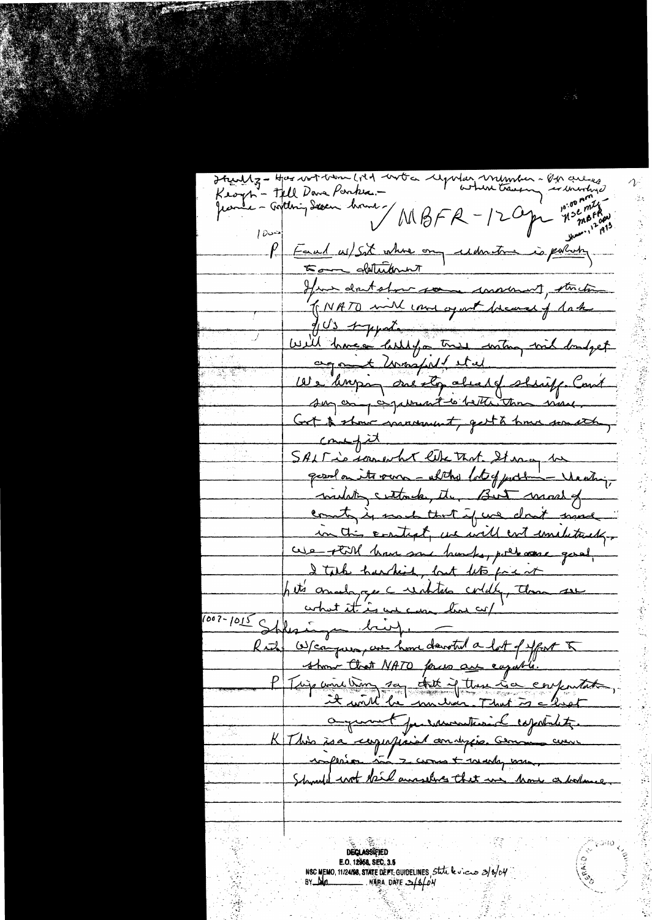Stoltz - Has not been told w/ta regular member - Of areas where trying is involved
Keogh - Tell Dave Parker. -
Jeanie - Getting Saxon home - / MBFR - 12 Apr 10:00 am mtg - NSC MBFR - June, 12 Oct 1973

1000

P | Faced w/ Sit where any reduction is probably to our detriment
If we don't show some movement, structure of NATO will come apart because of lack of US support.
Will have a battle for troop ceiling and budget against Mansfield et al.
We hoping one step ahead of sheriff. Can't say any agreement is better than none.
Got to show movement, got to have something come of it.
SALT is somewhat like that. Strong on good on its own - although lots of problems - Heating, verifying cutback, etc. But mood of country is such that if we don't move in this context, we will cut unilaterally.
We still have some hawks, policy are good, I take hard line, but lets face it
Lets analyze reductions coldly, then see what it is we can live w/.

1007-1015 Schlesinger briefing.

Rush | W/Congress, we have devoted a lot of effort to show that NATO forces are capable.

P | Tripwire theory say that if there is confrontation, it will be nuclear. That is a lost argument for conventional capability.

K | This is a superficial analysis. German conventional inferiority is 2 wars + nearly none.
Shouldn't kid ourselves that we have a balance.

DECLASSIFIED
E.O. 12958, SEC. 3.5
NSC MEMO, 11/24/98, STATE DEPT. GUIDELINES, State Review 3/8/04
BY dal NARA DATE 3/8/04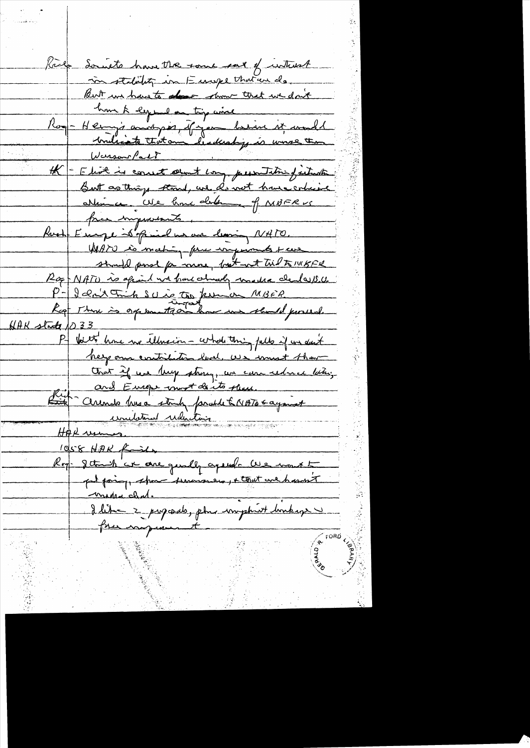Rich- Soviets have the same sort of interest in stability in Europe that we do. But we have to show that we don't have to depend on troop level

Rog- Henry's analysis, if you believe it, would indicate that our leadership is worse than Warsaw Pact

HK- Eliot is correct about long persistent of situation. But as things stand, we do not have cohesive alliance. We have dilemma of MBFR vs force improvements.

Rush- Europe is afraid we are leaving NATO. NATO is making force improvements & we should push for more, but not tied to MBFR

Rog- NATO is afraid we have already made a deal w/S.U.

P- I don't think SU is too keen on MBFR.

Rog- There is impact on how we should proceed.

HAK starts 1033

P- We have no illusion - whole thing falls if we don't keep our contribution level. We must show that if we keep strong, we can reduce later, and Europe must do its share.

Rich- Arends has a strong parallel to NATO & against unilateral reductions

HAK resumes.

1058 HAK finishes

Rog- I think we are generally agreed. We want to get going, show seriousness, & that we haven't made a deal.

I like 2 proposals, plus emphasis linkage w/ force improvement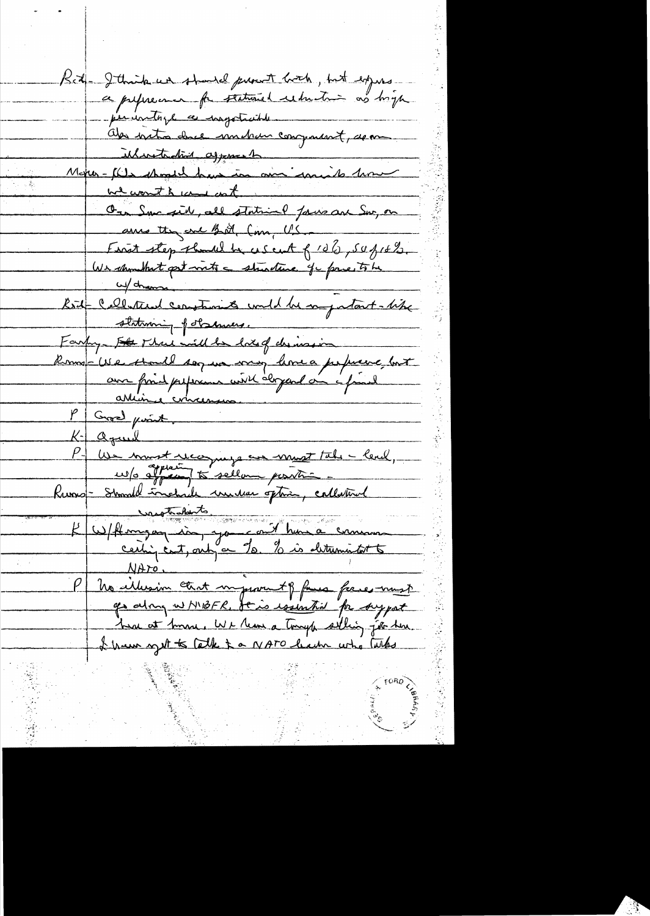Rich – I think we should present both, but express a preference for stationed reduction as high percentage as negotiable.

Also note dual nuclear component, as an illustration approach.

Mayer – We should have in our minds how we want to come out.

On Sov side, all stationed forces are Sov, on ours they are Brit, Can, US.

First step should be a cut of 10%, 50 of 10%.

We should put into a structure for forces to be withdrawn.

Rich – Collateral constraints would be important – like stationing of observers.

Farley – There will be lots of discussion

Rumsfeld – We should say we may have a preference, but our final preference will depend on a final alliance consensus.

P – Good point.

K – Agreed

P – We must recognize we must take a lead, w/o appearing to sell our position –

Rumsfeld – Should include nuclear option, collateral constraints.

K – W/Hungary in, you can't have a common ceiling cut, only a %. % is detrimental to NATO.

P – No illusion that improvement of Sov forces must go along w/ MBFR. It is essential for support here at home. We have a tough selling job here. I have yet to talk to a NATO leader who talks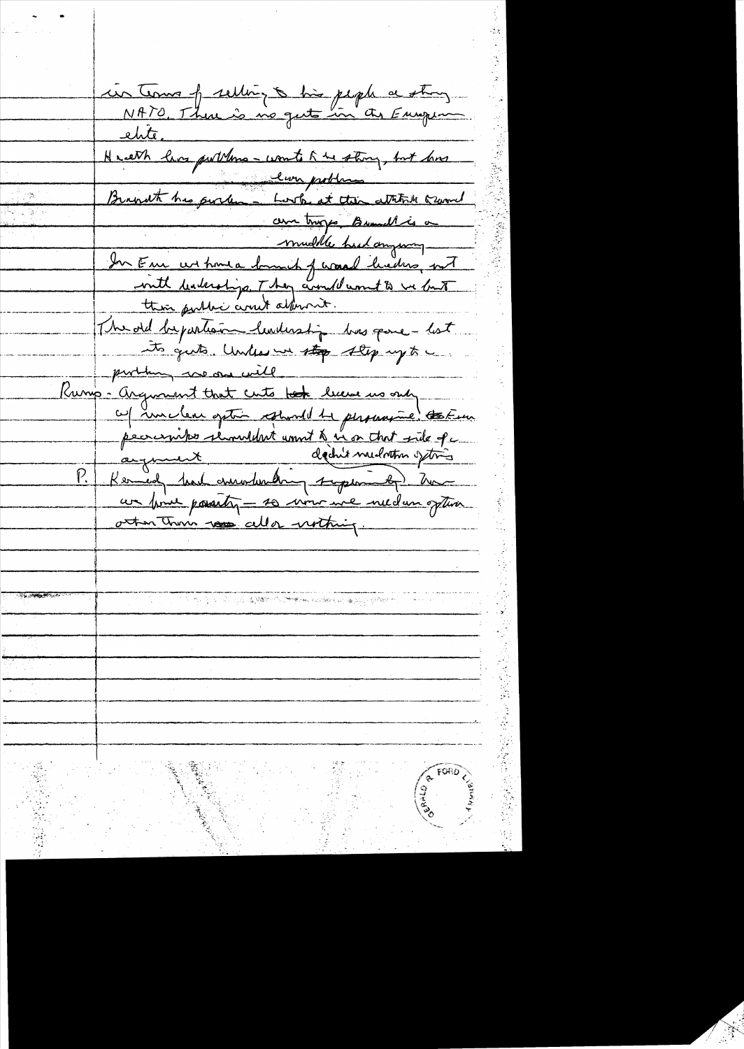in terms of selling to his people a strong NATO. There is no guts in the European elite.

Heath has problems – wants to be strong, but has own problems

Brandt has problem – look at the attitude toward our troops. Brandt is a muddle head anyway.

In Eur we have a bunch of weak leaders, not with leadership. They would want to be but their public won't allow it.

The old bipartisan leadership has gone – lost its guts. Unless we step step up to a problem, no one will.

Rums – Argument that cuts back leave us only w/ nuclear option should be persuasive. Even peaceniks shouldn't want to be on that side of argument

P. Kennedy had overwhelming superiority. didn't need other options Now we have parity – so now we need an option other than all or nothing.